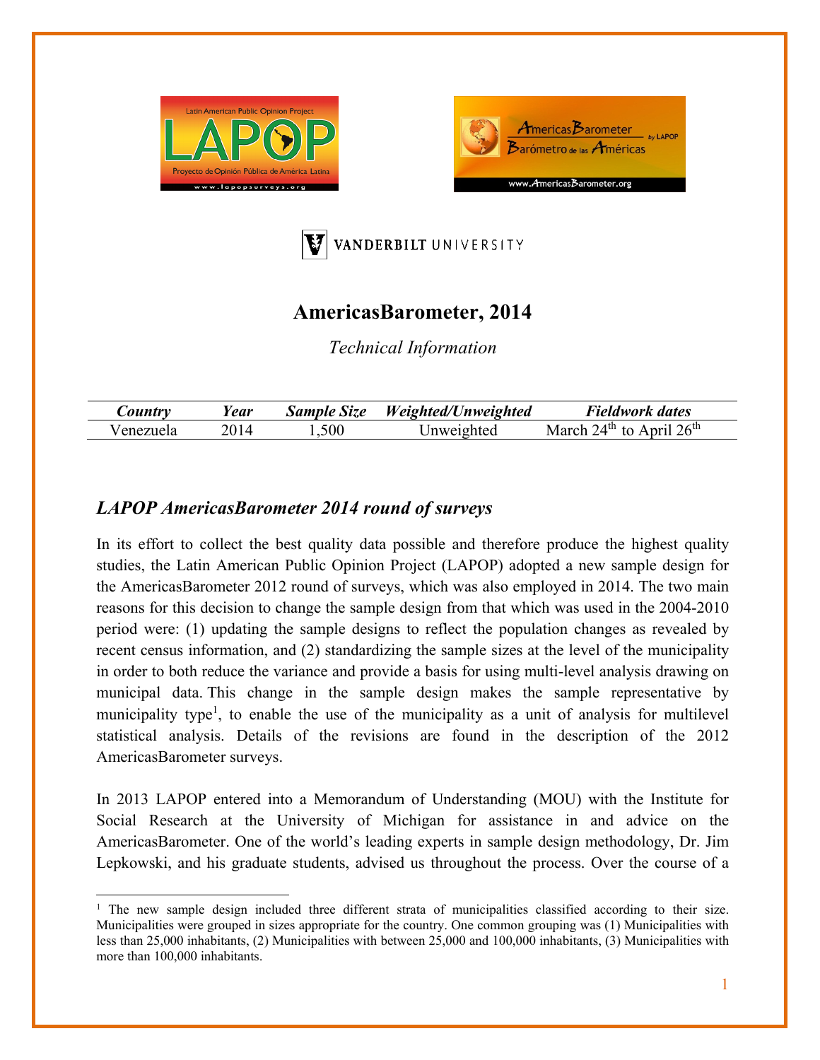# AmericasBarometer, 2014

*Technical Information*

| *Country* | *Year* | *Sample Size* | *Weighted/Unweighted* | *Fieldwork dates* |
|---|---|---|---|---|
| Venezuela | 2014 | 1,500 | Unweighted | March 24th to April 26th |

## *LAPOP AmericasBarometer 2014 round of surveys*

In its effort to collect the best quality data possible and therefore produce the highest quality studies, the Latin American Public Opinion Project (LAPOP) adopted a new sample design for the AmericasBarometer 2012 round of surveys, which was also employed in 2014. The two main reasons for this decision to change the sample design from that which was used in the 2004-2010 period were: (1) updating the sample designs to reflect the population changes as revealed by recent census information, and (2) standardizing the sample sizes at the level of the municipality in order to both reduce the variance and provide a basis for using multi-level analysis drawing on municipal data. This change in the sample design makes the sample representative by municipality type[1], to enable the use of the municipality as a unit of analysis for multilevel statistical analysis. Details of the revisions are found in the description of the 2012 AmericasBarometer surveys.

In 2013 LAPOP entered into a Memorandum of Understanding (MOU) with the Institute for Social Research at the University of Michigan for assistance in and advice on the AmericasBarometer. One of the world's leading experts in sample design methodology, Dr. Jim Lepkowski, and his graduate students, advised us throughout the process. Over the course of a

[1] The new sample design included three different strata of municipalities classified according to their size. Municipalities were grouped in sizes appropriate for the country. One common grouping was (1) Municipalities with less than 25,000 inhabitants, (2) Municipalities with between 25,000 and 100,000 inhabitants, (3) Municipalities with more than 100,000 inhabitants.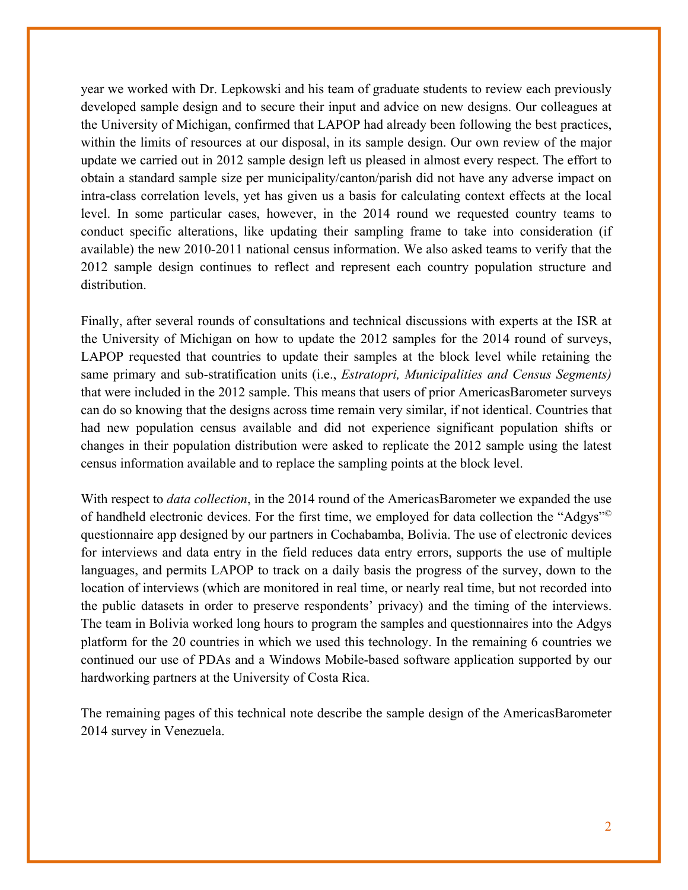year we worked with Dr. Lepkowski and his team of graduate students to review each previously developed sample design and to secure their input and advice on new designs. Our colleagues at the University of Michigan, confirmed that LAPOP had already been following the best practices, within the limits of resources at our disposal, in its sample design. Our own review of the major update we carried out in 2012 sample design left us pleased in almost every respect. The effort to obtain a standard sample size per municipality/canton/parish did not have any adverse impact on intra-class correlation levels, yet has given us a basis for calculating context effects at the local level. In some particular cases, however, in the 2014 round we requested country teams to conduct specific alterations, like updating their sampling frame to take into consideration (if available) the new 2010-2011 national census information. We also asked teams to verify that the 2012 sample design continues to reflect and represent each country population structure and distribution.

Finally, after several rounds of consultations and technical discussions with experts at the ISR at the University of Michigan on how to update the 2012 samples for the 2014 round of surveys, LAPOP requested that countries to update their samples at the block level while retaining the same primary and sub-stratification units (i.e., *Estratopri, Municipalities and Census Segments)* that were included in the 2012 sample. This means that users of prior AmericasBarometer surveys can do so knowing that the designs across time remain very similar, if not identical. Countries that had new population census available and did not experience significant population shifts or changes in their population distribution were asked to replicate the 2012 sample using the latest census information available and to replace the sampling points at the block level.

With respect to *data collection*, in the 2014 round of the AmericasBarometer we expanded the use of handheld electronic devices. For the first time, we employed for data collection the "Adgys"© questionnaire app designed by our partners in Cochabamba, Bolivia. The use of electronic devices for interviews and data entry in the field reduces data entry errors, supports the use of multiple languages, and permits LAPOP to track on a daily basis the progress of the survey, down to the location of interviews (which are monitored in real time, or nearly real time, but not recorded into the public datasets in order to preserve respondents' privacy) and the timing of the interviews. The team in Bolivia worked long hours to program the samples and questionnaires into the Adgys platform for the 20 countries in which we used this technology. In the remaining 6 countries we continued our use of PDAs and a Windows Mobile-based software application supported by our hardworking partners at the University of Costa Rica.

The remaining pages of this technical note describe the sample design of the AmericasBarometer 2014 survey in Venezuela.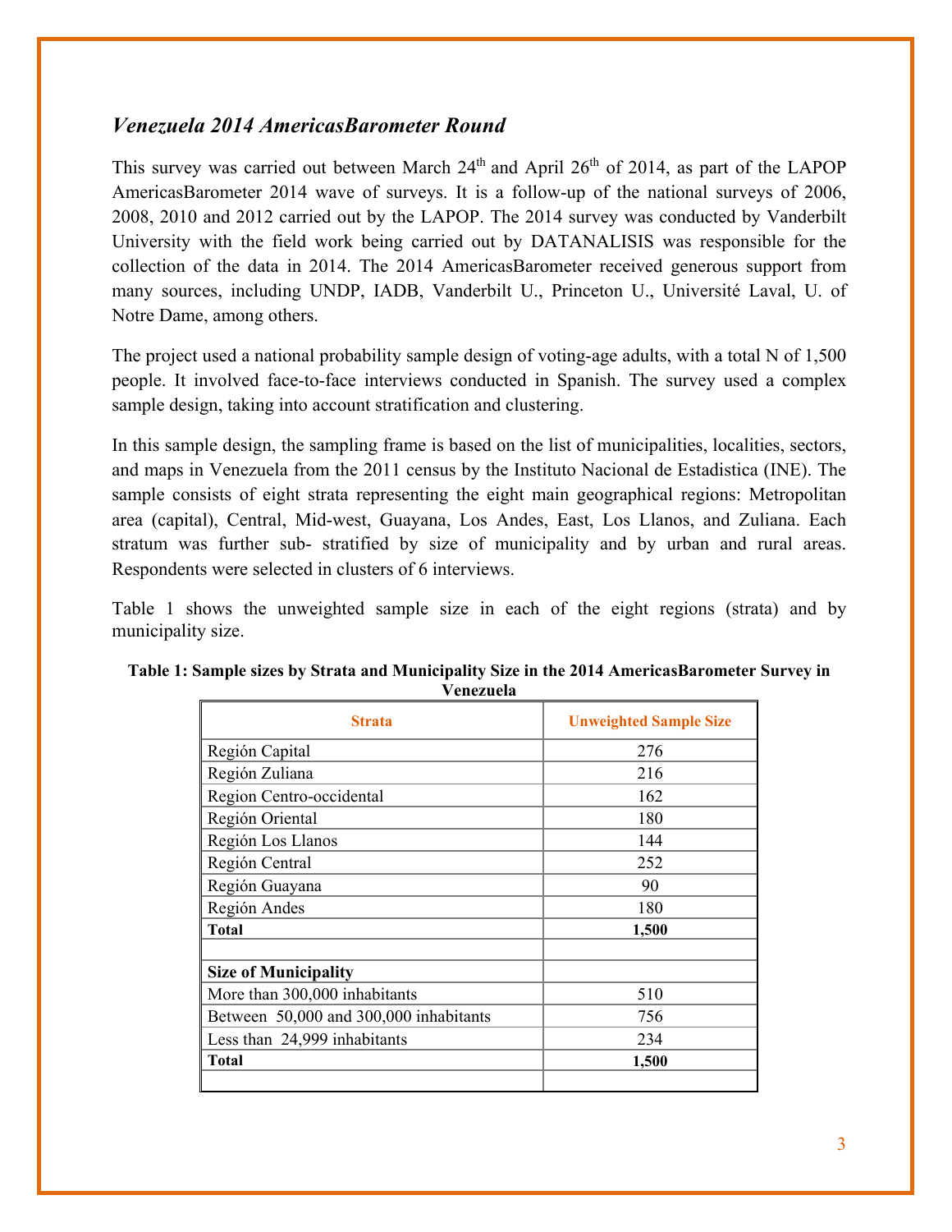### *Venezuela 2014 AmericasBarometer Round*

This survey was carried out between March 24th and April 26th of 2014, as part of the LAPOP AmericasBarometer 2014 wave of surveys. It is a follow-up of the national surveys of 2006, 2008, 2010 and 2012 carried out by the LAPOP. The 2014 survey was conducted by Vanderbilt University with the field work being carried out by DATANALISIS was responsible for the collection of the data in 2014. The 2014 AmericasBarometer received generous support from many sources, including UNDP, IADB, Vanderbilt U., Princeton U., Université Laval, U. of Notre Dame, among others.

The project used a national probability sample design of voting-age adults, with a total N of 1,500 people. It involved face-to-face interviews conducted in Spanish. The survey used a complex sample design, taking into account stratification and clustering.

In this sample design, the sampling frame is based on the list of municipalities, localities, sectors, and maps in Venezuela from the 2011 census by the Instituto Nacional de Estadistica (INE). The sample consists of eight strata representing the eight main geographical regions: Metropolitan area (capital), Central, Mid-west, Guayana, Los Andes, East, Los Llanos, and Zuliana. Each stratum was further sub- stratified by size of municipality and by urban and rural areas. Respondents were selected in clusters of 6 interviews.

Table 1 shows the unweighted sample size in each of the eight regions (strata) and by municipality size.

**Table 1: Sample sizes by Strata and Municipality Size in the 2014 AmericasBarometer Survey in Venezuela**

| Strata | Unweighted Sample Size |
|---|---|
| Región Capital | 276 |
| Región Zuliana | 216 |
| Region Centro-occidental | 162 |
| Región Oriental | 180 |
| Región Los Llanos | 144 |
| Región Central | 252 |
| Región Guayana | 90 |
| Región Andes | 180 |
| **Total** | **1,500** |
| | |
| **Size of Municipality** | |
| More than 300,000 inhabitants | 510 |
| Between 50,000 and 300,000 inhabitants | 756 |
| Less than 24,999 inhabitants | 234 |
| **Total** | **1,500** |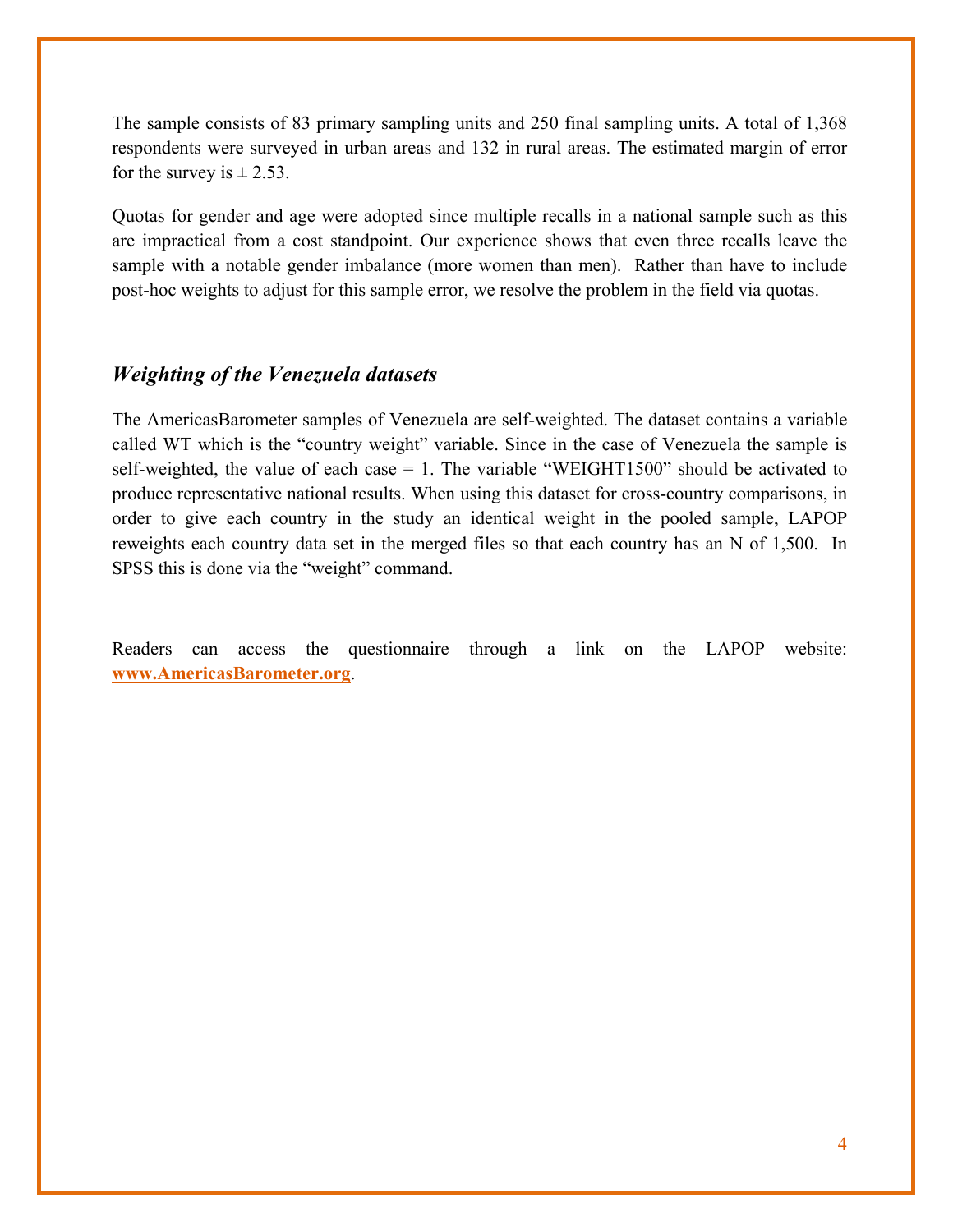The sample consists of 83 primary sampling units and 250 final sampling units. A total of 1,368 respondents were surveyed in urban areas and 132 in rural areas. The estimated margin of error for the survey is ± 2.53.

Quotas for gender and age were adopted since multiple recalls in a national sample such as this are impractical from a cost standpoint. Our experience shows that even three recalls leave the sample with a notable gender imbalance (more women than men). Rather than have to include post-hoc weights to adjust for this sample error, we resolve the problem in the field via quotas.

### *Weighting of the Venezuela datasets*

The AmericasBarometer samples of Venezuela are self-weighted. The dataset contains a variable called WT which is the "country weight" variable. Since in the case of Venezuela the sample is self-weighted, the value of each case = 1. The variable "WEIGHT1500" should be activated to produce representative national results. When using this dataset for cross-country comparisons, in order to give each country in the study an identical weight in the pooled sample, LAPOP reweights each country data set in the merged files so that each country has an N of 1,500. In SPSS this is done via the "weight" command.

Readers can access the questionnaire through a link on the LAPOP website: **[www.AmericasBarometer.org](http://www.AmericasBarometer.org)**.